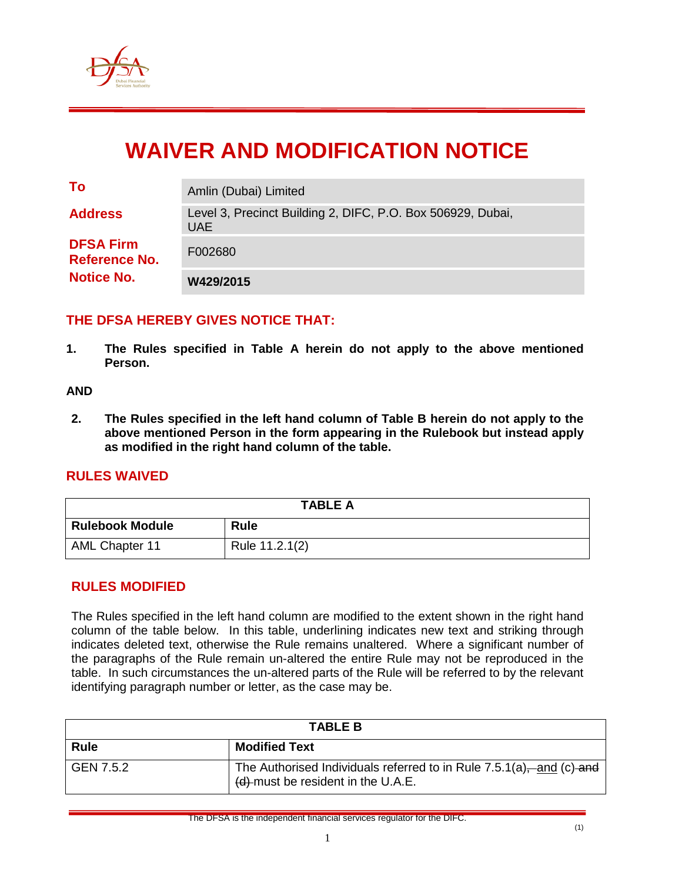# WAIVER AND MODIFICATION NOTICE

| | |
|---|---|
| **To** | Amlin (Dubai) Limited |
| **Address** | Level 3, Precinct Building 2, DIFC, P.O. Box 506929, Dubai, UAE |
| **DFSA Firm Reference No.** | F002680 |
| **Notice No.** | **W429/2015** |

## THE DFSA HEREBY GIVES NOTICE THAT:

1. **The Rules specified in Table A herein do not apply to the above mentioned Person.**

**AND**

2. **The Rules specified in the left hand column of Table B herein do not apply to the above mentioned Person in the form appearing in the Rulebook but instead apply as modified in the right hand column of the table.**

## RULES WAIVED

| TABLE A | |
|---|---|
| **Rulebook Module** | **Rule** |
| AML Chapter 11 | Rule 11.2.1(2) |

## RULES MODIFIED

The Rules specified in the left hand column are modified to the extent shown in the right hand column of the table below. In this table, underlining indicates new text and striking through indicates deleted text, otherwise the Rule remains unaltered. Where a significant number of the paragraphs of the Rule remain un-altered the entire Rule may not be reproduced in the table. In such circumstances the un-altered parts of the Rule will be referred to by the relevant identifying paragraph number or letter, as the case may be.

| TABLE B | |
|---|---|
| **Rule** | **Modified Text** |
| GEN 7.5.2 | The Authorised Individuals referred to in Rule 7.5.1(a)~~, ~~<u>and</u> (c)~~ and (d)~~ must be resident in the U.A.E. |

The DFSA is the independent financial services regulator for the DIFC.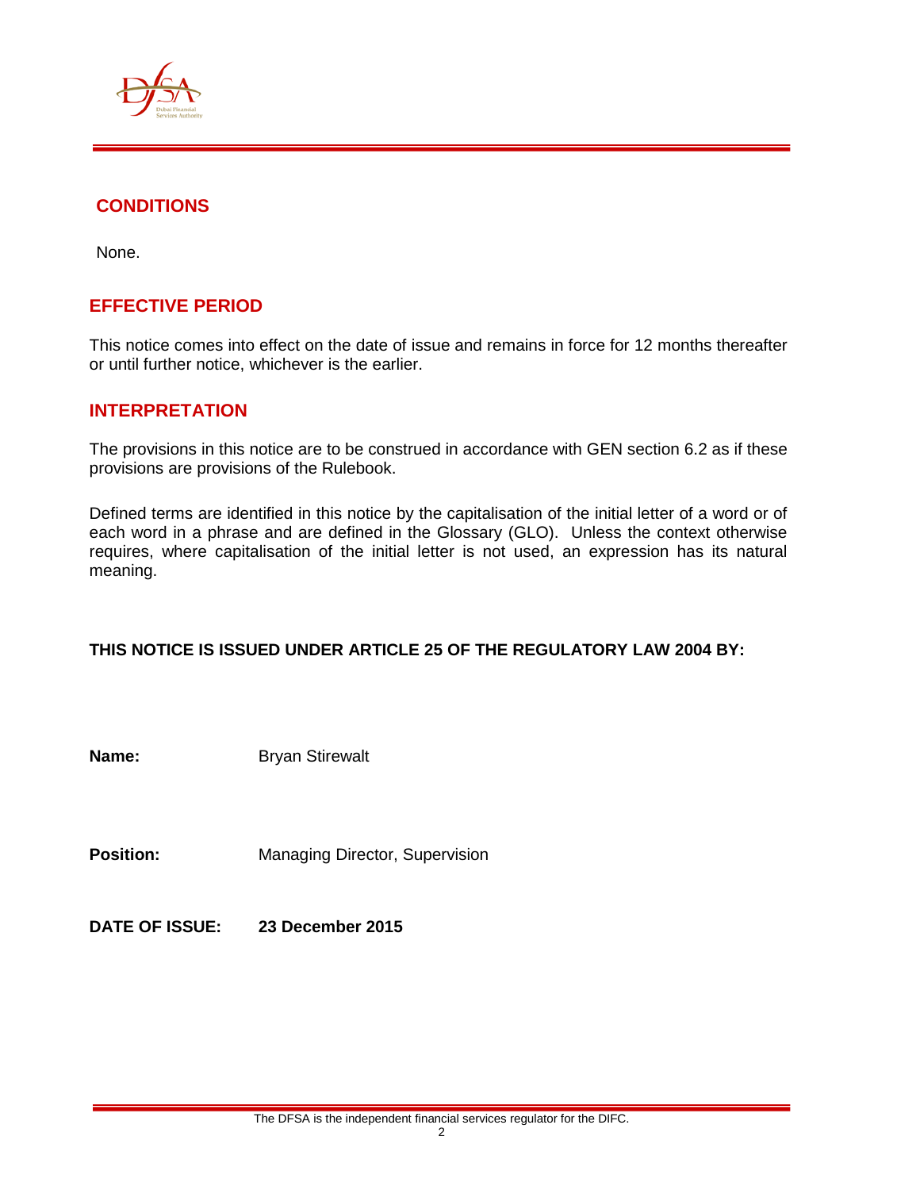## CONDITIONS

None.

## EFFECTIVE PERIOD

This notice comes into effect on the date of issue and remains in force for 12 months thereafter or until further notice, whichever is the earlier.

## INTERPRETATION

The provisions in this notice are to be construed in accordance with GEN section 6.2 as if these provisions are provisions of the Rulebook.

Defined terms are identified in this notice by the capitalisation of the initial letter of a word or of each word in a phrase and are defined in the Glossary (GLO). Unless the context otherwise requires, where capitalisation of the initial letter is not used, an expression has its natural meaning.

**THIS NOTICE IS ISSUED UNDER ARTICLE 25 OF THE REGULATORY LAW 2004 BY:**

**Name:** Bryan Stirewalt

**Position:** Managing Director, Supervision

**DATE OF ISSUE: 23 December 2015**